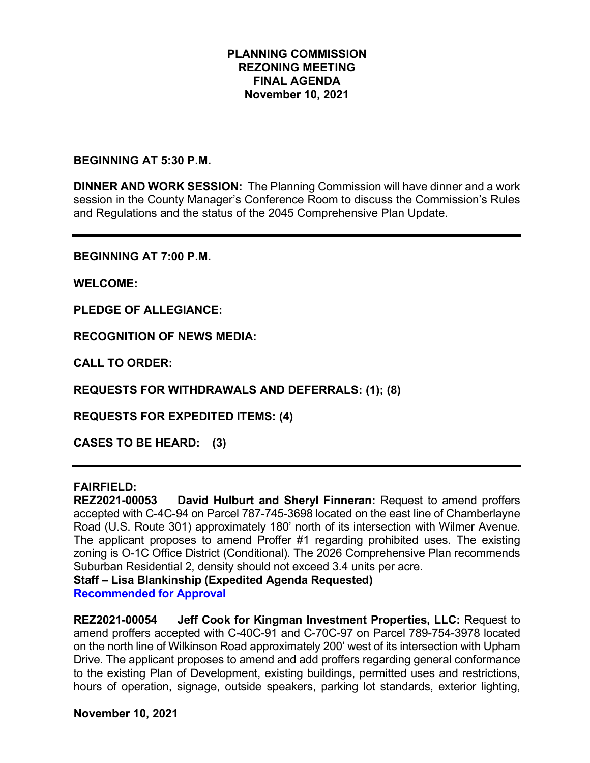# PLANNING COMMISSION
# REZONING MEETING
# FINAL AGENDA
# November 10, 2021

**BEGINNING AT 5:30 P.M.**

**DINNER AND WORK SESSION:** The Planning Commission will have dinner and a work session in the County Manager's Conference Room to discuss the Commission's Rules and Regulations and the status of the 2045 Comprehensive Plan Update.

---

**BEGINNING AT 7:00 P.M.**

**WELCOME:**

**PLEDGE OF ALLEGIANCE:**

**RECOGNITION OF NEWS MEDIA:**

**CALL TO ORDER:**

**REQUESTS FOR WITHDRAWALS AND DEFERRALS: (1); (8)**

**REQUESTS FOR EXPEDITED ITEMS: (4)**

**CASES TO BE HEARD: (3)**

---

**FAIRFIELD:**

**REZ2021-00053 David Hulbert and Sheryl Finneran:** Request to amend proffers accepted with C-4C-94 on Parcel 787-745-3698 located on the east line of Chamberlayne Road (U.S. Route 301) approximately 180' north of its intersection with Wilmer Avenue. The applicant proposes to amend Proffer #1 regarding prohibited uses. The existing zoning is O-1C Office District (Conditional). The 2026 Comprehensive Plan recommends Suburban Residential 2, density should not exceed 3.4 units per acre.

**Staff – Lisa Blankinship (Expedited Agenda Requested)**

**Recommended for Approval**

**REZ2021-00054 Jeff Cook for Kingman Investment Properties, LLC:** Request to amend proffers accepted with C-40C-91 and C-70C-97 on Parcel 789-754-3978 located on the north line of Wilkinson Road approximately 200' west of its intersection with Upham Drive. The applicant proposes to amend and add proffers regarding general conformance to the existing Plan of Development, existing buildings, permitted uses and restrictions, hours of operation, signage, outside speakers, parking lot standards, exterior lighting,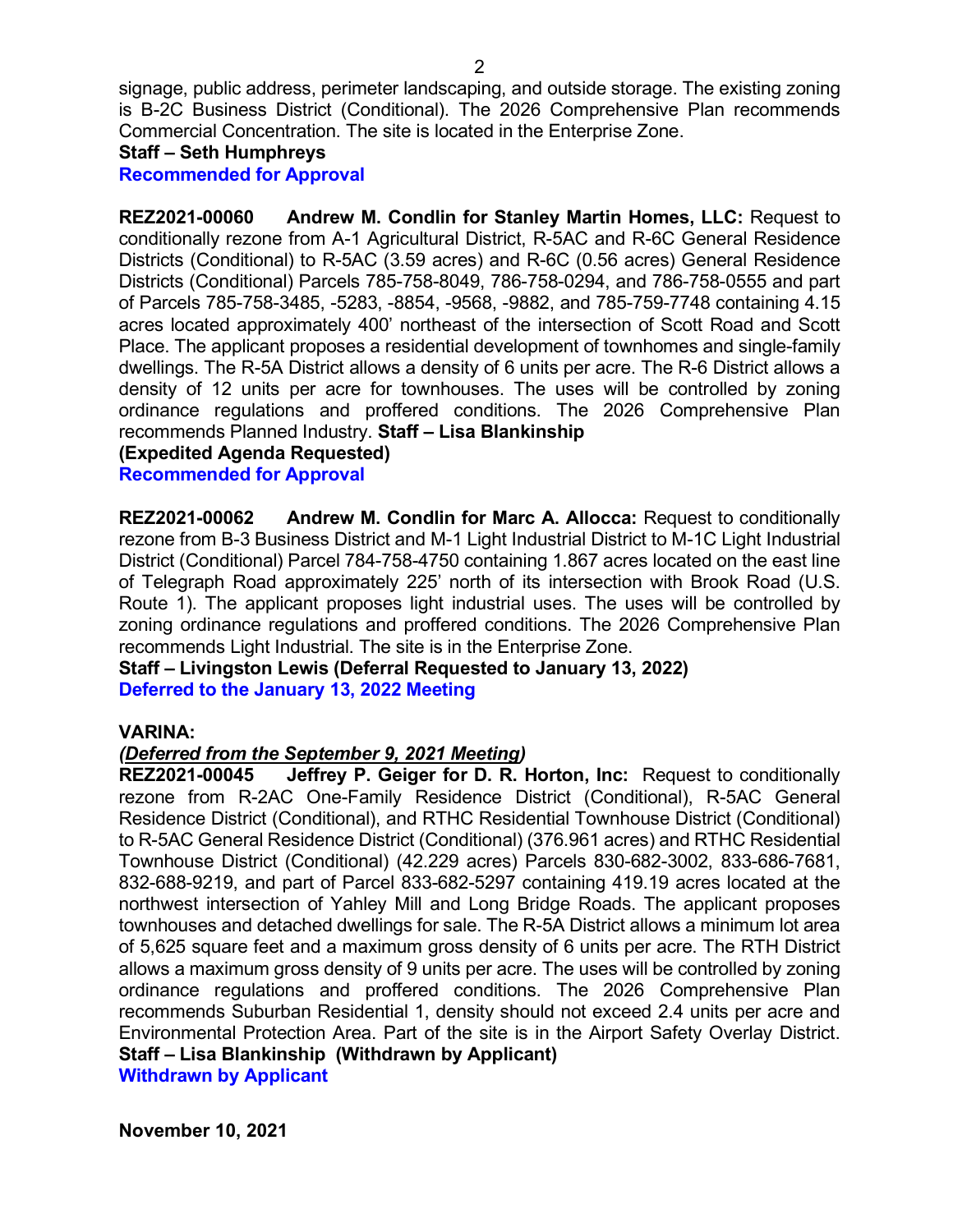signage, public address, perimeter landscaping, and outside storage. The existing zoning is B-2C Business District (Conditional). The 2026 Comprehensive Plan recommends Commercial Concentration. The site is located in the Enterprise Zone.

**Staff – Seth Humphreys**

**Recommended for Approval**

**REZ2021-00060 Andrew M. Condlin for Stanley Martin Homes, LLC:** Request to conditionally rezone from A-1 Agricultural District, R-5AC and R-6C General Residence Districts (Conditional) to R-5AC (3.59 acres) and R-6C (0.56 acres) General Residence Districts (Conditional) Parcels 785-758-8049, 786-758-0294, and 786-758-0555 and part of Parcels 785-758-3485, -5283, -8854, -9568, -9882, and 785-759-7748 containing 4.15 acres located approximately 400' northeast of the intersection of Scott Road and Scott Place. The applicant proposes a residential development of townhomes and single-family dwellings. The R-5A District allows a density of 6 units per acre. The R-6 District allows a density of 12 units per acre for townhouses. The uses will be controlled by zoning ordinance regulations and proffered conditions. The 2026 Comprehensive Plan recommends Planned Industry. **Staff – Lisa Blankinship**

**(Expedited Agenda Requested)**

**Recommended for Approval**

**REZ2021-00062 Andrew M. Condlin for Marc A. Allocca:** Request to conditionally rezone from B-3 Business District and M-1 Light Industrial District to M-1C Light Industrial District (Conditional) Parcel 784-758-4750 containing 1.867 acres located on the east line of Telegraph Road approximately 225' north of its intersection with Brook Road (U.S. Route 1). The applicant proposes light industrial uses. The uses will be controlled by zoning ordinance regulations and proffered conditions. The 2026 Comprehensive Plan recommends Light Industrial. The site is in the Enterprise Zone.

**Staff – Livingston Lewis (Deferral Requested to January 13, 2022)**

**Deferred to the January 13, 2022 Meeting**

**VARINA:**

***(Deferred from the September 9, 2021 Meeting)***

**REZ2021-00045 Jeffrey P. Geiger for D. R. Horton, Inc:** Request to conditionally rezone from R-2AC One-Family Residence District (Conditional), R-5AC General Residence District (Conditional), and RTHC Residential Townhouse District (Conditional) to R-5AC General Residence District (Conditional) (376.961 acres) and RTHC Residential Townhouse District (Conditional) (42.229 acres) Parcels 830-682-3002, 833-686-7681, 832-688-9219, and part of Parcel 833-682-5297 containing 419.19 acres located at the northwest intersection of Yahley Mill and Long Bridge Roads. The applicant proposes townhouses and detached dwellings for sale. The R-5A District allows a minimum lot area of 5,625 square feet and a maximum gross density of 6 units per acre. The RTH District allows a maximum gross density of 9 units per acre. The uses will be controlled by zoning ordinance regulations and proffered conditions. The 2026 Comprehensive Plan recommends Suburban Residential 1, density should not exceed 2.4 units per acre and Environmental Protection Area. Part of the site is in the Airport Safety Overlay District.

**Staff – Lisa Blankinship (Withdrawn by Applicant)**

**Withdrawn by Applicant**

**November 10, 2021**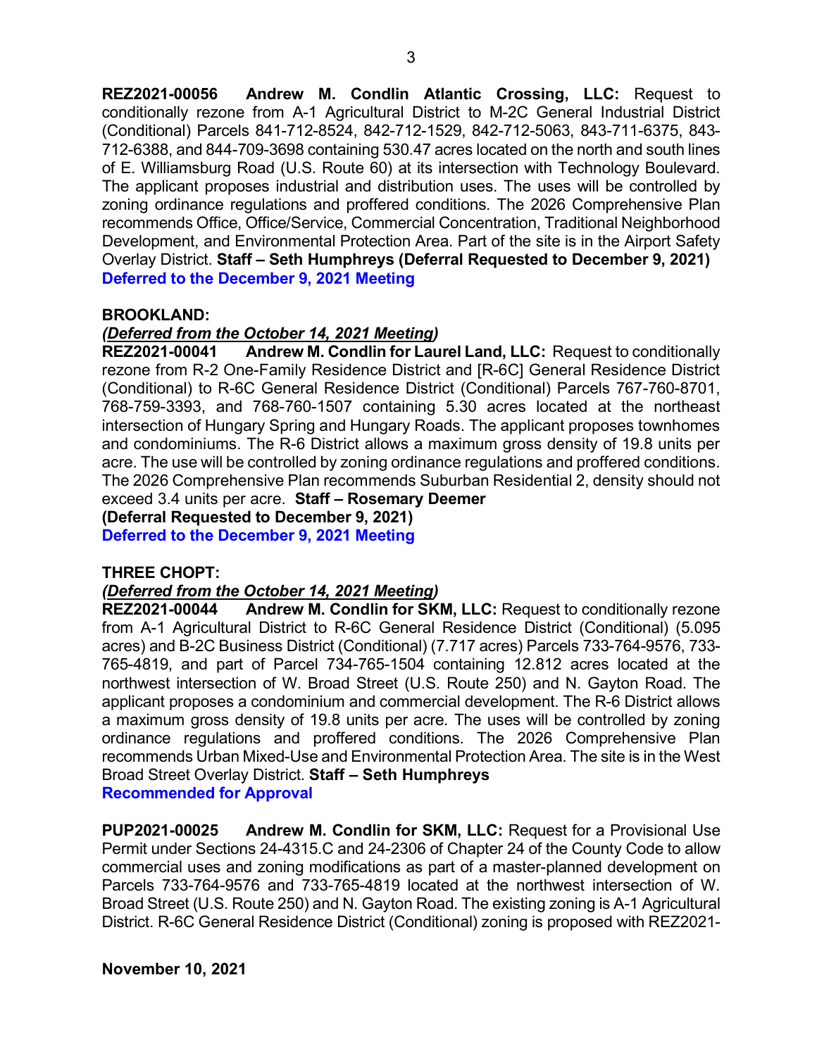**REZ2021-00056 Andrew M. Condlin Atlantic Crossing, LLC:** Request to conditionally rezone from A-1 Agricultural District to M-2C General Industrial District (Conditional) Parcels 841-712-8524, 842-712-1529, 842-712-5063, 843-711-6375, 843-712-6388, and 844-709-3698 containing 530.47 acres located on the north and south lines of E. Williamsburg Road (U.S. Route 60) at its intersection with Technology Boulevard. The applicant proposes industrial and distribution uses. The uses will be controlled by zoning ordinance regulations and proffered conditions. The 2026 Comprehensive Plan recommends Office, Office/Service, Commercial Concentration, Traditional Neighborhood Development, and Environmental Protection Area. Part of the site is in the Airport Safety Overlay District. **Staff – Seth Humphreys (Deferral Requested to December 9, 2021)**
**Deferred to the December 9, 2021 Meeting**

**BROOKLAND:**

***(Deferred from the October 14, 2021 Meeting)***
**REZ2021-00041 Andrew M. Condlin for Laurel Land, LLC:** Request to conditionally rezone from R-2 One-Family Residence District and [R-6C] General Residence District (Conditional) to R-6C General Residence District (Conditional) Parcels 767-760-8701, 768-759-3393, and 768-760-1507 containing 5.30 acres located at the northeast intersection of Hungary Spring and Hungary Roads. The applicant proposes townhomes and condominiums. The R-6 District allows a maximum gross density of 19.8 units per acre. The use will be controlled by zoning ordinance regulations and proffered conditions. The 2026 Comprehensive Plan recommends Suburban Residential 2, density should not exceed 3.4 units per acre. **Staff – Rosemary Deemer**
**(Deferral Requested to December 9, 2021)**
**Deferred to the December 9, 2021 Meeting**

**THREE CHOPT:**

***(Deferred from the October 14, 2021 Meeting)***
**REZ2021-00044 Andrew M. Condlin for SKM, LLC:** Request to conditionally rezone from A-1 Agricultural District to R-6C General Residence District (Conditional) (5.095 acres) and B-2C Business District (Conditional) (7.717 acres) Parcels 733-764-9576, 733-765-4819, and part of Parcel 734-765-1504 containing 12.812 acres located at the northwest intersection of W. Broad Street (U.S. Route 250) and N. Gayton Road. The applicant proposes a condominium and commercial development. The R-6 District allows a maximum gross density of 19.8 units per acre. The uses will be controlled by zoning ordinance regulations and proffered conditions. The 2026 Comprehensive Plan recommends Urban Mixed-Use and Environmental Protection Area. The site is in the West Broad Street Overlay District. **Staff – Seth Humphreys**
**Recommended for Approval**

**PUP2021-00025 Andrew M. Condlin for SKM, LLC:** Request for a Provisional Use Permit under Sections 24-4315.C and 24-2306 of Chapter 24 of the County Code to allow commercial uses and zoning modifications as part of a master-planned development on Parcels 733-764-9576 and 733-765-4819 located at the northwest intersection of W. Broad Street (U.S. Route 250) and N. Gayton Road. The existing zoning is A-1 Agricultural District. R-6C General Residence District (Conditional) zoning is proposed with REZ2021-

**November 10, 2021**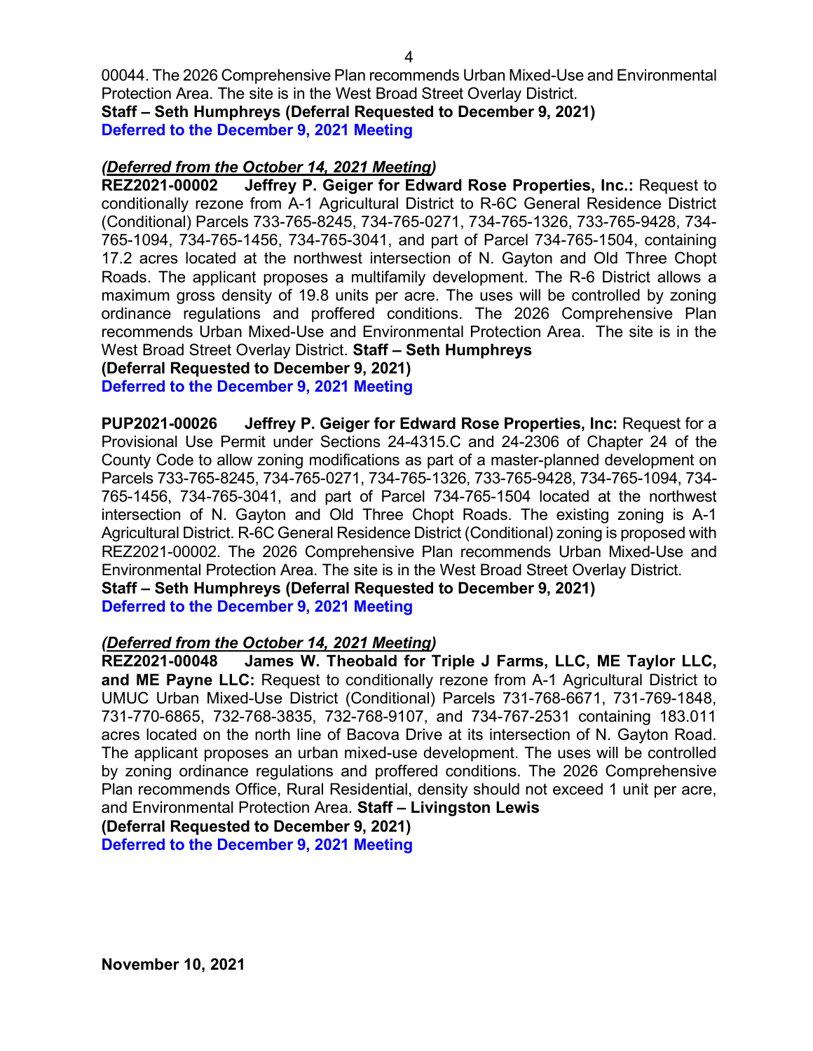00044. The 2026 Comprehensive Plan recommends Urban Mixed-Use and Environmental Protection Area. The site is in the West Broad Street Overlay District.
**Staff – Seth Humphreys (Deferral Requested to December 9, 2021)**
**Deferred to the December 9, 2021 Meeting**

***(Deferred from the October 14, 2021 Meeting)***
**REZ2021-00002 Jeffrey P. Geiger for Edward Rose Properties, Inc.:** Request to conditionally rezone from A-1 Agricultural District to R-6C General Residence District (Conditional) Parcels 733-765-8245, 734-765-0271, 734-765-1326, 733-765-9428, 734-765-1094, 734-765-1456, 734-765-3041, and part of Parcel 734-765-1504, containing 17.2 acres located at the northwest intersection of N. Gayton and Old Three Chopt Roads. The applicant proposes a multifamily development. The R-6 District allows a maximum gross density of 19.8 units per acre. The uses will be controlled by zoning ordinance regulations and proffered conditions. The 2026 Comprehensive Plan recommends Urban Mixed-Use and Environmental Protection Area. The site is in the West Broad Street Overlay District. **Staff – Seth Humphreys**
**(Deferral Requested to December 9, 2021)**
**Deferred to the December 9, 2021 Meeting**

**PUP2021-00026 Jeffrey P. Geiger for Edward Rose Properties, Inc:** Request for a Provisional Use Permit under Sections 24-4315.C and 24-2306 of Chapter 24 of the County Code to allow zoning modifications as part of a master-planned development on Parcels 733-765-8245, 734-765-0271, 734-765-1326, 733-765-9428, 734-765-1094, 734-765-1456, 734-765-3041, and part of Parcel 734-765-1504 located at the northwest intersection of N. Gayton and Old Three Chopt Roads. The existing zoning is A-1 Agricultural District. R-6C General Residence District (Conditional) zoning is proposed with REZ2021-00002. The 2026 Comprehensive Plan recommends Urban Mixed-Use and Environmental Protection Area. The site is in the West Broad Street Overlay District.
**Staff – Seth Humphreys (Deferral Requested to December 9, 2021)**
**Deferred to the December 9, 2021 Meeting**

***(Deferred from the October 14, 2021 Meeting)***
**REZ2021-00048 James W. Theobald for Triple J Farms, LLC, ME Taylor LLC, and ME Payne LLC:** Request to conditionally rezone from A-1 Agricultural District to UMUC Urban Mixed-Use District (Conditional) Parcels 731-768-6671, 731-769-1848, 731-770-6865, 732-768-3835, 732-768-9107, and 734-767-2531 containing 183.011 acres located on the north line of Bacova Drive at its intersection of N. Gayton Road. The applicant proposes an urban mixed-use development. The uses will be controlled by zoning ordinance regulations and proffered conditions. The 2026 Comprehensive Plan recommends Office, Rural Residential, density should not exceed 1 unit per acre, and Environmental Protection Area. **Staff – Livingston Lewis**
**(Deferral Requested to December 9, 2021)**
**Deferred to the December 9, 2021 Meeting**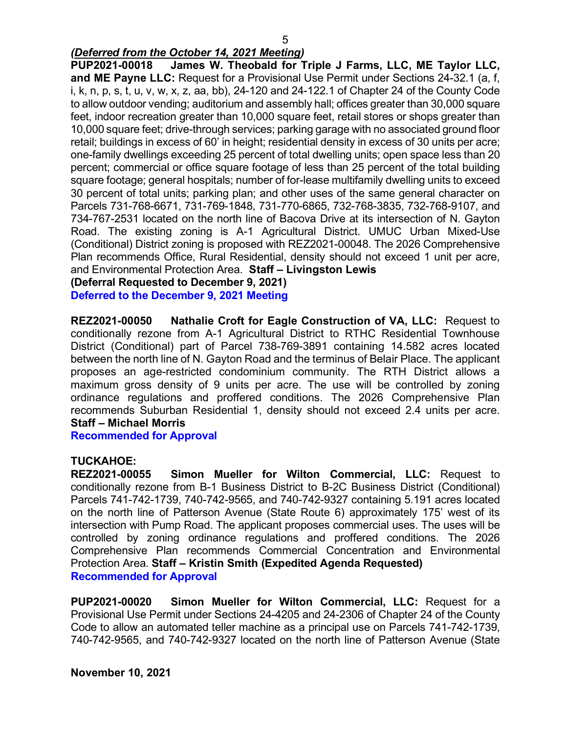***(Deferred from the October 14, 2021 Meeting)***

**PUP2021-00018 James W. Theobald for Triple J Farms, LLC, ME Taylor LLC, and ME Payne LLC:** Request for a Provisional Use Permit under Sections 24-32.1 (a, f, i, k, n, p, s, t, u, v, w, x, z, aa, bb), 24-120 and 24-122.1 of Chapter 24 of the County Code to allow outdoor vending; auditorium and assembly hall; offices greater than 30,000 square feet, indoor recreation greater than 10,000 square feet, retail stores or shops greater than 10,000 square feet; drive-through services; parking garage with no associated ground floor retail; buildings in excess of 60' in height; residential density in excess of 30 units per acre; one-family dwellings exceeding 25 percent of total dwelling units; open space less than 20 percent; commercial or office square footage of less than 25 percent of the total building square footage; general hospitals; number of for-lease multifamily dwelling units to exceed 30 percent of total units; parking plan; and other uses of the same general character on Parcels 731-768-6671, 731-769-1848, 731-770-6865, 732-768-3835, 732-768-9107, and 734-767-2531 located on the north line of Bacova Drive at its intersection of N. Gayton Road. The existing zoning is A-1 Agricultural District. UMUC Urban Mixed-Use (Conditional) District zoning is proposed with REZ2021-00048. The 2026 Comprehensive Plan recommends Office, Rural Residential, density should not exceed 1 unit per acre, and Environmental Protection Area. **Staff – Livingston Lewis**
**(Deferral Requested to December 9, 2021)**
**Deferred to the December 9, 2021 Meeting**

**REZ2021-00050 Nathalie Croft for Eagle Construction of VA, LLC:** Request to conditionally rezone from A-1 Agricultural District to RTHC Residential Townhouse District (Conditional) part of Parcel 738-769-3891 containing 14.582 acres located between the north line of N. Gayton Road and the terminus of Belair Place. The applicant proposes an age-restricted condominium community. The RTH District allows a maximum gross density of 9 units per acre. The use will be controlled by zoning ordinance regulations and proffered conditions. The 2026 Comprehensive Plan recommends Suburban Residential 1, density should not exceed 2.4 units per acre. **Staff – Michael Morris**
**Recommended for Approval**

**TUCKAHOE:**

**REZ2021-00055 Simon Mueller for Wilton Commercial, LLC:** Request to conditionally rezone from B-1 Business District to B-2C Business District (Conditional) Parcels 741-742-1739, 740-742-9565, and 740-742-9327 containing 5.191 acres located on the north line of Patterson Avenue (State Route 6) approximately 175' west of its intersection with Pump Road. The applicant proposes commercial uses. The uses will be controlled by zoning ordinance regulations and proffered conditions. The 2026 Comprehensive Plan recommends Commercial Concentration and Environmental Protection Area. **Staff – Kristin Smith (Expedited Agenda Requested)**
**Recommended for Approval**

**PUP2021-00020 Simon Mueller for Wilton Commercial, LLC:** Request for a Provisional Use Permit under Sections 24-4205 and 24-2306 of Chapter 24 of the County Code to allow an automated teller machine as a principal use on Parcels 741-742-1739, 740-742-9565, and 740-742-9327 located on the north line of Patterson Avenue (State

**November 10, 2021**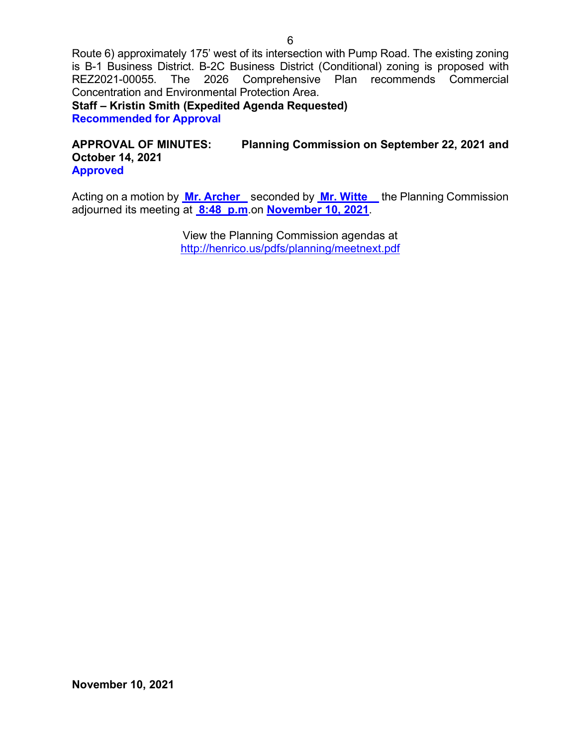Route 6) approximately 175' west of its intersection with Pump Road. The existing zoning is B-1 Business District. B-2C Business District (Conditional) zoning is proposed with REZ2021-00055. The 2026 Comprehensive Plan recommends Commercial Concentration and Environmental Protection Area.

**Staff – Kristin Smith (Expedited Agenda Requested)**
**Recommended for Approval**

**APPROVAL OF MINUTES: Planning Commission on September 22, 2021 and October 14, 2021**
**Approved**

Acting on a motion by **Mr. Archer** seconded by **Mr. Witte** the Planning Commission adjourned its meeting at **8:48 p.m**.on **November 10, 2021**.

View the Planning Commission agendas at
http://henrico.us/pdfs/planning/meetnext.pdf